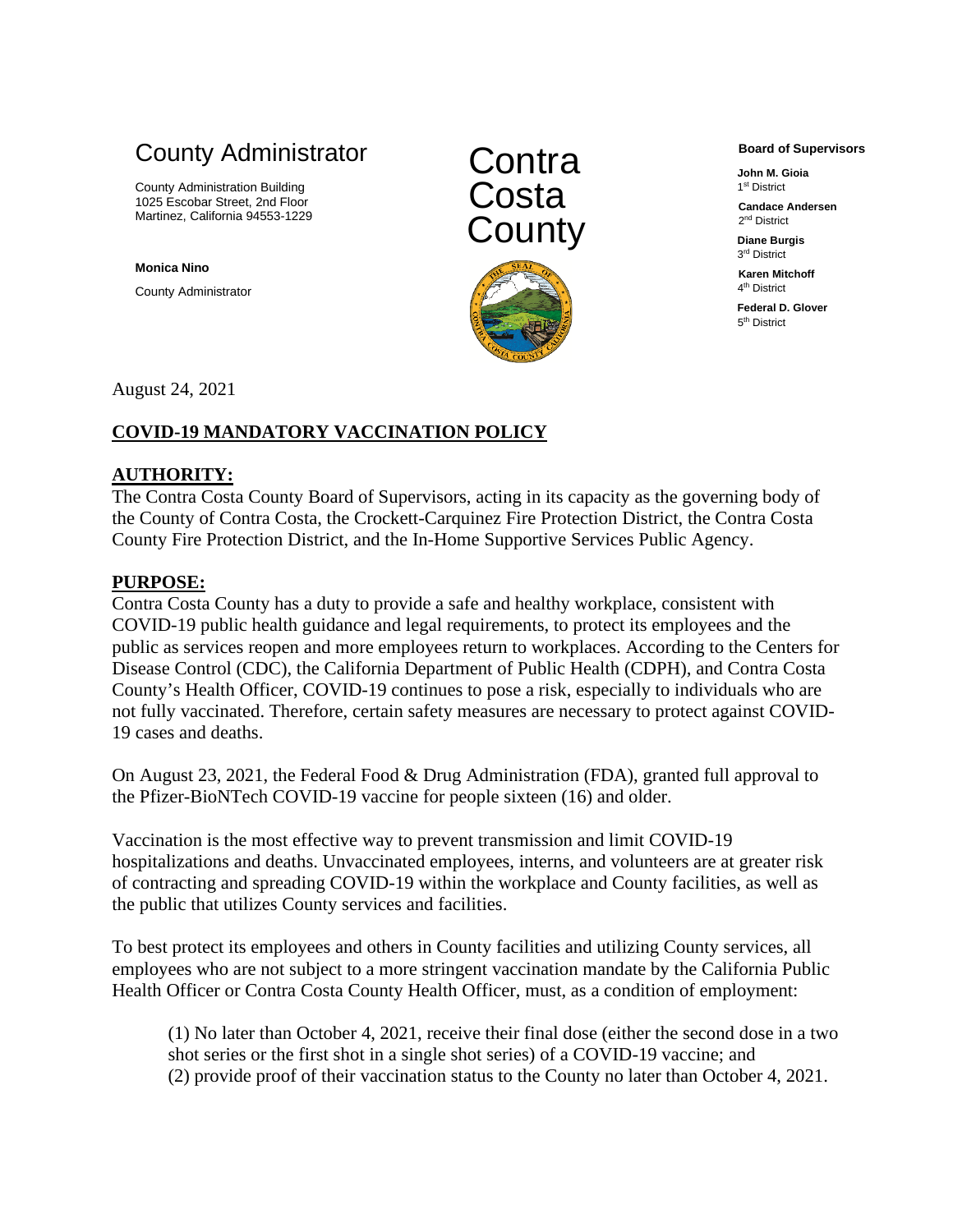County Administrator

County Administration Building
1025 Escobar Street, 2nd Floor
Martinez, California 94553-1229

**Monica Nino**

County Administrator

Contra Costa County

**Board of Supervisors**

**John M. Gioia**
1st District

**Candace Andersen**
2nd District

**Diane Burgis**
3rd District

**Karen Mitchoff**
4th District

**Federal D. Glover**
5th District

August 24, 2021

## COVID-19 MANDATORY VACCINATION POLICY

### AUTHORITY:

The Contra Costa County Board of Supervisors, acting in its capacity as the governing body of the County of Contra Costa, the Crockett-Carquinez Fire Protection District, the Contra Costa County Fire Protection District, and the In-Home Supportive Services Public Agency.

### PURPOSE:

Contra Costa County has a duty to provide a safe and healthy workplace, consistent with COVID-19 public health guidance and legal requirements, to protect its employees and the public as services reopen and more employees return to workplaces. According to the Centers for Disease Control (CDC), the California Department of Public Health (CDPH), and Contra Costa County's Health Officer, COVID-19 continues to pose a risk, especially to individuals who are not fully vaccinated. Therefore, certain safety measures are necessary to protect against COVID-19 cases and deaths.

On August 23, 2021, the Federal Food & Drug Administration (FDA), granted full approval to the Pfizer-BioNTech COVID-19 vaccine for people sixteen (16) and older.

Vaccination is the most effective way to prevent transmission and limit COVID-19 hospitalizations and deaths. Unvaccinated employees, interns, and volunteers are at greater risk of contracting and spreading COVID-19 within the workplace and County facilities, as well as the public that utilizes County services and facilities.

To best protect its employees and others in County facilities and utilizing County services, all employees who are not subject to a more stringent vaccination mandate by the California Public Health Officer or Contra Costa County Health Officer, must, as a condition of employment:

(1) No later than October 4, 2021, receive their final dose (either the second dose in a two shot series or the first shot in a single shot series) of a COVID-19 vaccine; and
(2) provide proof of their vaccination status to the County no later than October 4, 2021.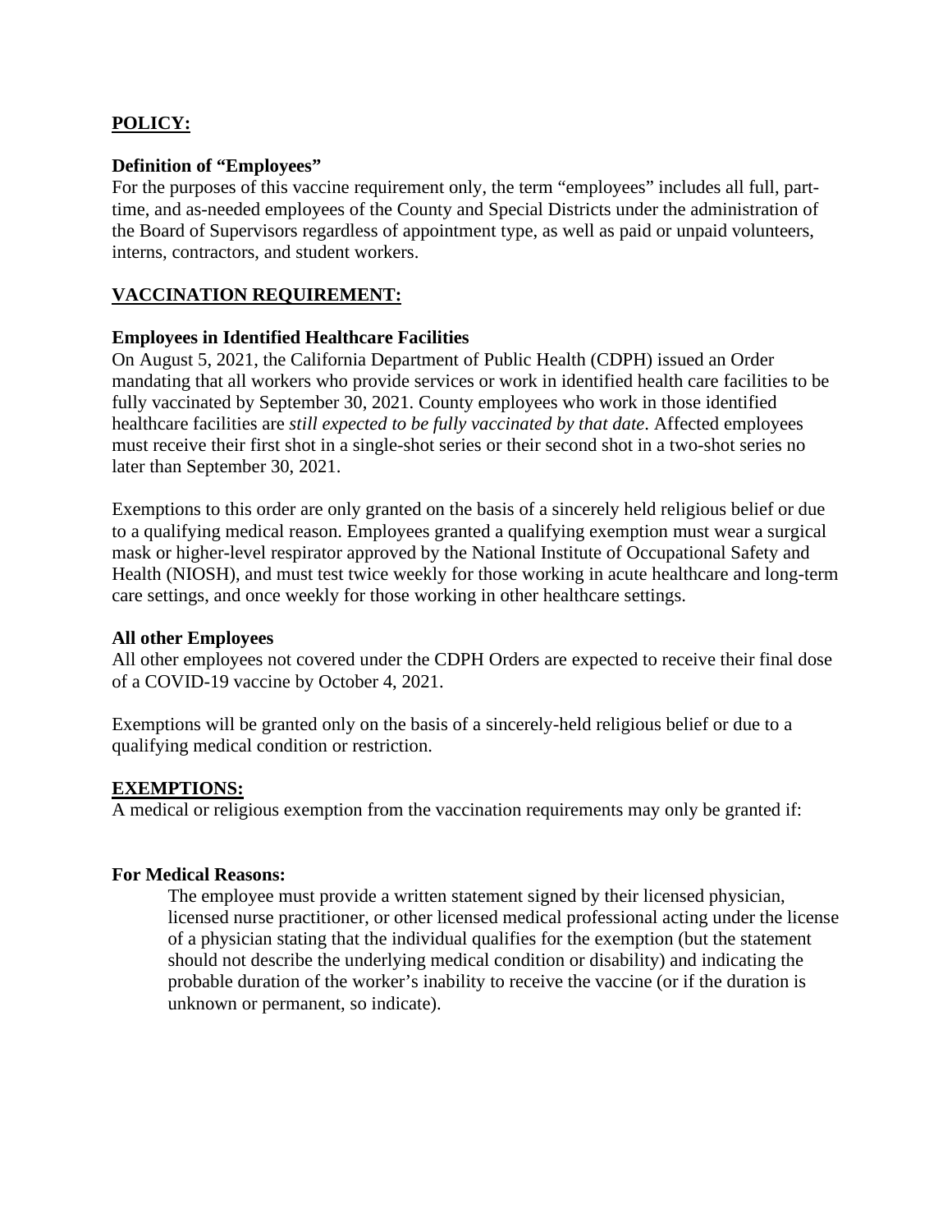## POLICY:

**Definition of "Employees"**
For the purposes of this vaccine requirement only, the term "employees" includes all full, part-time, and as-needed employees of the County and Special Districts under the administration of the Board of Supervisors regardless of appointment type, as well as paid or unpaid volunteers, interns, contractors, and student workers.

## VACCINATION REQUIREMENT:

**Employees in Identified Healthcare Facilities**
On August 5, 2021, the California Department of Public Health (CDPH) issued an Order mandating that all workers who provide services or work in identified health care facilities to be fully vaccinated by September 30, 2021. County employees who work in those identified healthcare facilities are *still expected to be fully vaccinated by that date*. Affected employees must receive their first shot in a single-shot series or their second shot in a two-shot series no later than September 30, 2021.

Exemptions to this order are only granted on the basis of a sincerely held religious belief or due to a qualifying medical reason. Employees granted a qualifying exemption must wear a surgical mask or higher-level respirator approved by the National Institute of Occupational Safety and Health (NIOSH), and must test twice weekly for those working in acute healthcare and long-term care settings, and once weekly for those working in other healthcare settings.

**All other Employees**
All other employees not covered under the CDPH Orders are expected to receive their final dose of a COVID-19 vaccine by October 4, 2021.

Exemptions will be granted only on the basis of a sincerely-held religious belief or due to a qualifying medical condition or restriction.

## EXEMPTIONS:

A medical or religious exemption from the vaccination requirements may only be granted if:

**For Medical Reasons:**

> The employee must provide a written statement signed by their licensed physician, licensed nurse practitioner, or other licensed medical professional acting under the license of a physician stating that the individual qualifies for the exemption (but the statement should not describe the underlying medical condition or disability) and indicating the probable duration of the worker's inability to receive the vaccine (or if the duration is unknown or permanent, so indicate).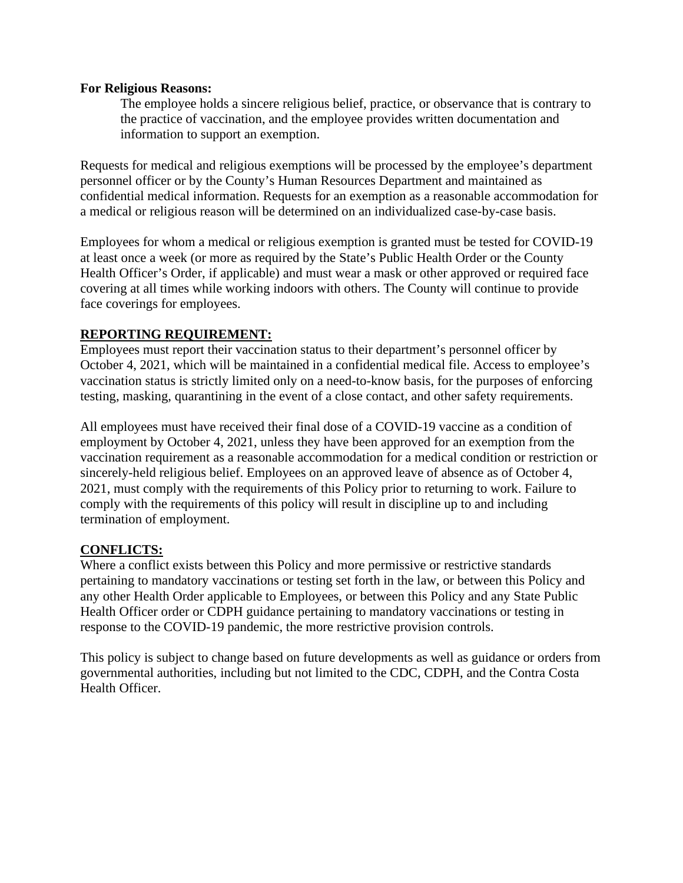**For Religious Reasons:**

The employee holds a sincere religious belief, practice, or observance that is contrary to the practice of vaccination, and the employee provides written documentation and information to support an exemption.

Requests for medical and religious exemptions will be processed by the employee's department personnel officer or by the County's Human Resources Department and maintained as confidential medical information. Requests for an exemption as a reasonable accommodation for a medical or religious reason will be determined on an individualized case-by-case basis.

Employees for whom a medical or religious exemption is granted must be tested for COVID-19 at least once a week (or more as required by the State's Public Health Order or the County Health Officer's Order, if applicable) and must wear a mask or other approved or required face covering at all times while working indoors with others. The County will continue to provide face coverings for employees.

## REPORTING REQUIREMENT:

Employees must report their vaccination status to their department's personnel officer by October 4, 2021, which will be maintained in a confidential medical file. Access to employee's vaccination status is strictly limited only on a need-to-know basis, for the purposes of enforcing testing, masking, quarantining in the event of a close contact, and other safety requirements.

All employees must have received their final dose of a COVID-19 vaccine as a condition of employment by October 4, 2021, unless they have been approved for an exemption from the vaccination requirement as a reasonable accommodation for a medical condition or restriction or sincerely-held religious belief. Employees on an approved leave of absence as of October 4, 2021, must comply with the requirements of this Policy prior to returning to work. Failure to comply with the requirements of this policy will result in discipline up to and including termination of employment.

## CONFLICTS:

Where a conflict exists between this Policy and more permissive or restrictive standards pertaining to mandatory vaccinations or testing set forth in the law, or between this Policy and any other Health Order applicable to Employees, or between this Policy and any State Public Health Officer order or CDPH guidance pertaining to mandatory vaccinations or testing in response to the COVID-19 pandemic, the more restrictive provision controls.

This policy is subject to change based on future developments as well as guidance or orders from governmental authorities, including but not limited to the CDC, CDPH, and the Contra Costa Health Officer.